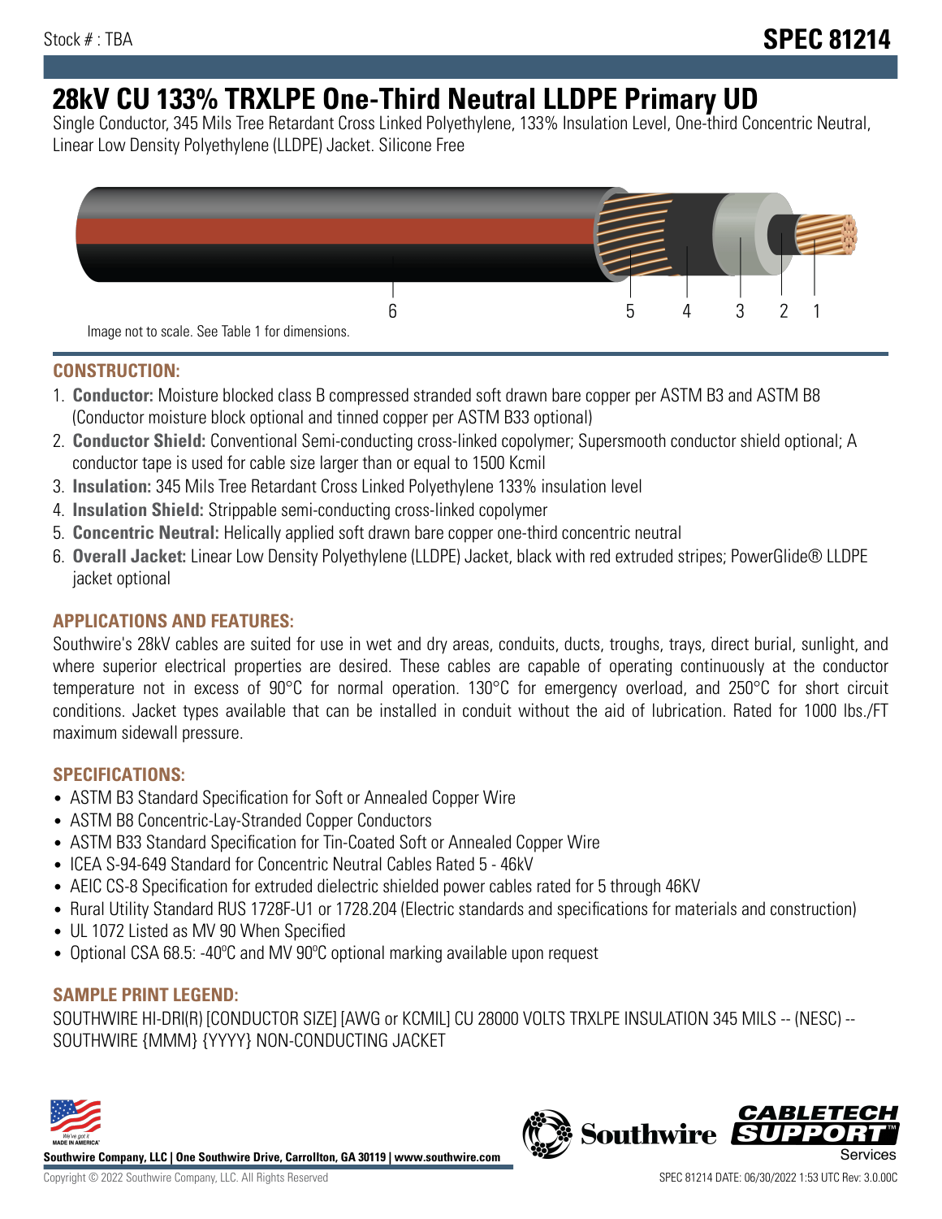Stock # : TBA

# SPEC 81214

# 28kV CU 133% TRXLPE One-Third Neutral LLDPE Primary UD

Single Conductor, 345 Mils Tree Retardant Cross Linked Polyethylene, 133% Insulation Level, One-third Concentric Neutral, Linear Low Density Polyethylene (LLDPE) Jacket. Silicone Free

6 5 4 3 2 1

Image not to scale. See Table 1 for dimensions.

## CONSTRUCTION:

1. **Conductor:** Moisture blocked class B compressed stranded soft drawn bare copper per ASTM B3 and ASTM B8 (Conductor moisture block optional and tinned copper per ASTM B33 optional)
2. **Conductor Shield:** Conventional Semi-conducting cross-linked copolymer; Supersmooth conductor shield optional; A conductor tape is used for cable size larger than or equal to 1500 Kcmil
3. **Insulation:** 345 Mils Tree Retardant Cross Linked Polyethylene 133% insulation level
4. **Insulation Shield:** Strippable semi-conducting cross-linked copolymer
5. **Concentric Neutral:** Helically applied soft drawn bare copper one-third concentric neutral
6. **Overall Jacket:** Linear Low Density Polyethylene (LLDPE) Jacket, black with red extruded stripes; PowerGlide® LLDPE jacket optional

## APPLICATIONS AND FEATURES:

Southwire's 28kV cables are suited for use in wet and dry areas, conduits, ducts, troughs, trays, direct burial, sunlight, and where superior electrical properties are desired. These cables are capable of operating continuously at the conductor temperature not in excess of 90°C for normal operation. 130°C for emergency overload, and 250°C for short circuit conditions. Jacket types available that can be installed in conduit without the aid of lubrication. Rated for 1000 lbs./FT maximum sidewall pressure.

## SPECIFICATIONS:

- ASTM B3 Standard Specification for Soft or Annealed Copper Wire
- ASTM B8 Concentric-Lay-Stranded Copper Conductors
- ASTM B33 Standard Specification for Tin-Coated Soft or Annealed Copper Wire
- ICEA S-94-649 Standard for Concentric Neutral Cables Rated 5 - 46kV
- AEIC CS-8 Specification for extruded dielectric shielded power cables rated for 5 through 46KV
- Rural Utility Standard RUS 1728F-U1 or 1728.204 (Electric standards and specifications for materials and construction)
- UL 1072 Listed as MV 90 When Specified
- Optional CSA 68.5: -40ºC and MV 90ºC optional marking available upon request

## SAMPLE PRINT LEGEND:

SOUTHWIRE HI-DRI(R) [CONDUCTOR SIZE] [AWG or KCMIL] CU 28000 VOLTS TRXLPE INSULATION 345 MILS -- (NESC) -- SOUTHWIRE {MMM} {YYYY} NON-CONDUCTING JACKET

**Southwire Company, LLC | One Southwire Drive, Carrollton, GA 30119 | www.southwire.com**

Copyright © 2022 Southwire Company, LLC. All Rights Reserved

SPEC 81214 DATE: 06/30/2022 1:53 UTC Rev: 3.0.00C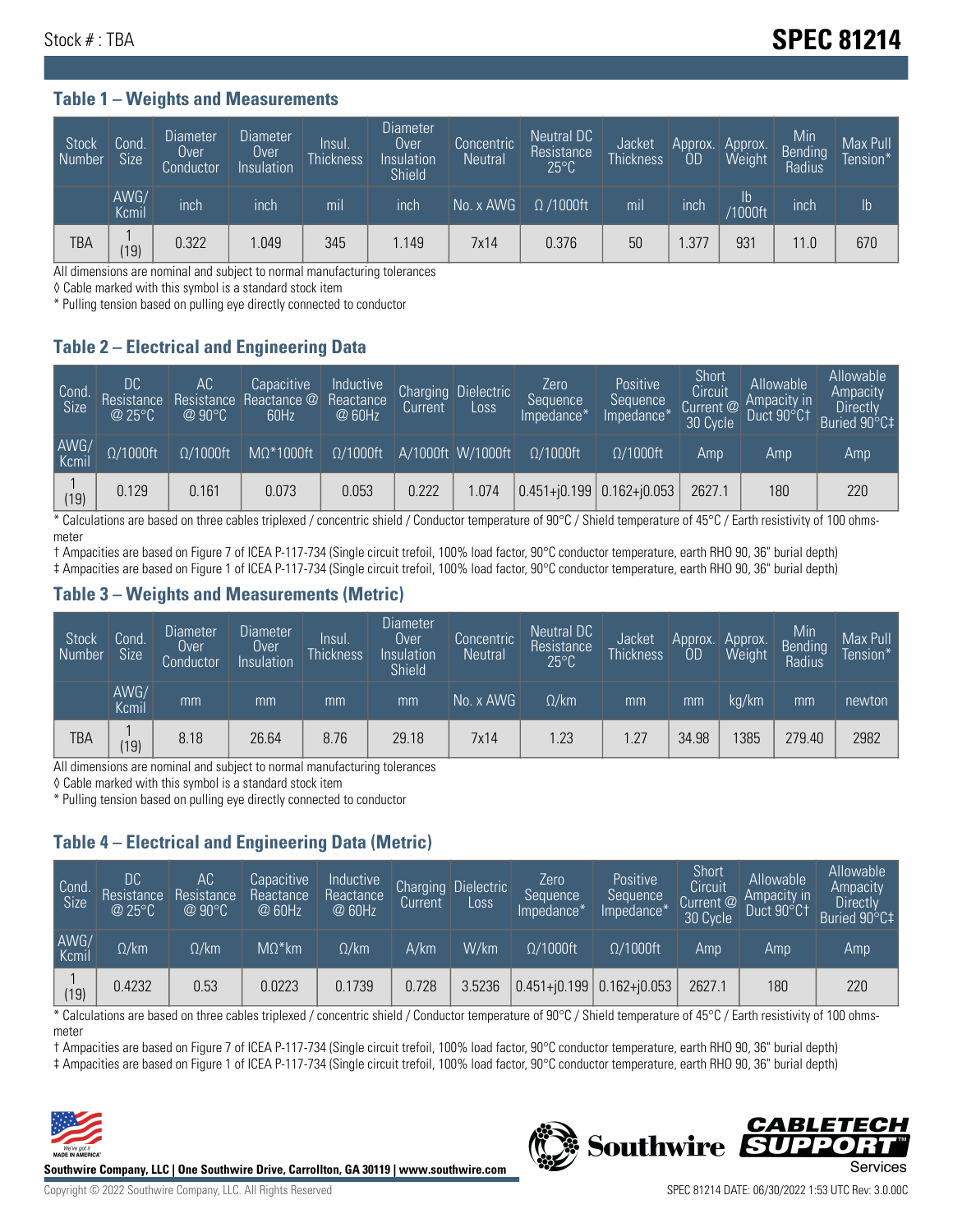Stock # : TBA

# SPEC 81214

## Table 1 – Weights and Measurements

| Stock Number | Cond. Size | Diameter Over Conductor | Diameter Over Insulation | Insul. Thickness | Diameter Over Insulation Shield | Concentric Neutral | Neutral DC Resistance 25°C | Jacket Thickness | Approx. OD | Approx. Weight | Min Bending Radius | Max Pull Tension* |
|---|---|---|---|---|---|---|---|---|---|---|---|---|
| | AWG/ Kcmil | inch | inch | mil | inch | No. x AWG | Ω /1000ft | mil | inch | lb /1000ft | inch | lb |
| TBA | 1 (19) | 0.322 | 1.049 | 345 | 1.149 | 7x14 | 0.376 | 50 | 1.377 | 931 | 11.0 | 670 |

All dimensions are nominal and subject to normal manufacturing tolerances

◊ Cable marked with this symbol is a standard stock item

* Pulling tension based on pulling eye directly connected to conductor

## Table 2 – Electrical and Engineering Data

| Cond. Size | DC Resistance @ 25°C | AC Resistance @ 90°C | Capacitive Reactance @ 60Hz | Inductive Reactance @ 60Hz | Charging Current | Dielectric Loss | Zero Sequence Impedance* | Positive Sequence Impedance* | Short Circuit Current @ 30 Cycle | Allowable Ampacity in Duct 90°C† | Allowable Ampacity Directly Buried 90°C‡ |
|---|---|---|---|---|---|---|---|---|---|---|---|
| AWG/ Kcmil | Ω/1000ft | Ω/1000ft | MΩ*1000ft | Ω/1000ft | A/1000ft | W/1000ft | Ω/1000ft | Ω/1000ft | Amp | Amp | Amp |
| 1 (19) | 0.129 | 0.161 | 0.073 | 0.053 | 0.222 | 1.074 | 0.451+j0.199 | 0.162+j0.053 | 2627.1 | 180 | 220 |

* Calculations are based on three cables triplexed / concentric shield / Conductor temperature of 90°C / Shield temperature of 45°C / Earth resistivity of 100 ohms-meter

† Ampacities are based on Figure 7 of ICEA P-117-734 (Single circuit trefoil, 100% load factor, 90°C conductor temperature, earth RHO 90, 36" burial depth)

‡ Ampacities are based on Figure 1 of ICEA P-117-734 (Single circuit trefoil, 100% load factor, 90°C conductor temperature, earth RHO 90, 36" burial depth)

## Table 3 – Weights and Measurements (Metric)

| Stock Number | Cond. Size | Diameter Over Conductor | Diameter Over Insulation | Insul. Thickness | Diameter Over Insulation Shield | Concentric Neutral | Neutral DC Resistance 25°C | Jacket Thickness | Approx. OD | Approx. Weight | Min Bending Radius | Max Pull Tension* |
|---|---|---|---|---|---|---|---|---|---|---|---|---|
| | AWG/ Kcmil | mm | mm | mm | mm | No. x AWG | Ω/km | mm | mm | kg/km | mm | newton |
| TBA | 1 (19) | 8.18 | 26.64 | 8.76 | 29.18 | 7x14 | 1.23 | 1.27 | 34.98 | 1385 | 279.40 | 2982 |

All dimensions are nominal and subject to normal manufacturing tolerances

◊ Cable marked with this symbol is a standard stock item

* Pulling tension based on pulling eye directly connected to conductor

## Table 4 – Electrical and Engineering Data (Metric)

| Cond. Size | DC Resistance @ 25°C | AC Resistance @ 90°C | Capacitive Reactance @ 60Hz | Inductive Reactance @ 60Hz | Charging Current | Dielectric Loss | Zero Sequence Impedance* | Positive Sequence Impedance* | Short Circuit Current @ 30 Cycle | Allowable Ampacity in Duct 90°C† | Allowable Ampacity Directly Buried 90°C‡ |
|---|---|---|---|---|---|---|---|---|---|---|---|
| AWG/ Kcmil | Ω/km | Ω/km | MΩ*km | Ω/km | A/km | W/km | Ω/1000ft | Ω/1000ft | Amp | Amp | Amp |
| 1 (19) | 0.4232 | 0.53 | 0.0223 | 0.1739 | 0.728 | 3.5236 | 0.451+j0.199 | 0.162+j0.053 | 2627.1 | 180 | 220 |

* Calculations are based on three cables triplexed / concentric shield / Conductor temperature of 90°C / Shield temperature of 45°C / Earth resistivity of 100 ohms-meter

† Ampacities are based on Figure 7 of ICEA P-117-734 (Single circuit trefoil, 100% load factor, 90°C conductor temperature, earth RHO 90, 36" burial depth)

‡ Ampacities are based on Figure 1 of ICEA P-117-734 (Single circuit trefoil, 100% load factor, 90°C conductor temperature, earth RHO 90, 36" burial depth)

Southwire Company, LLC | One Southwire Drive, Carrollton, GA 30119 | www.southwire.com

Copyright © 2022 Southwire Company, LLC. All Rights Reserved

SPEC 81214 DATE: 06/30/2022 1:53 UTC Rev: 3.0.00C